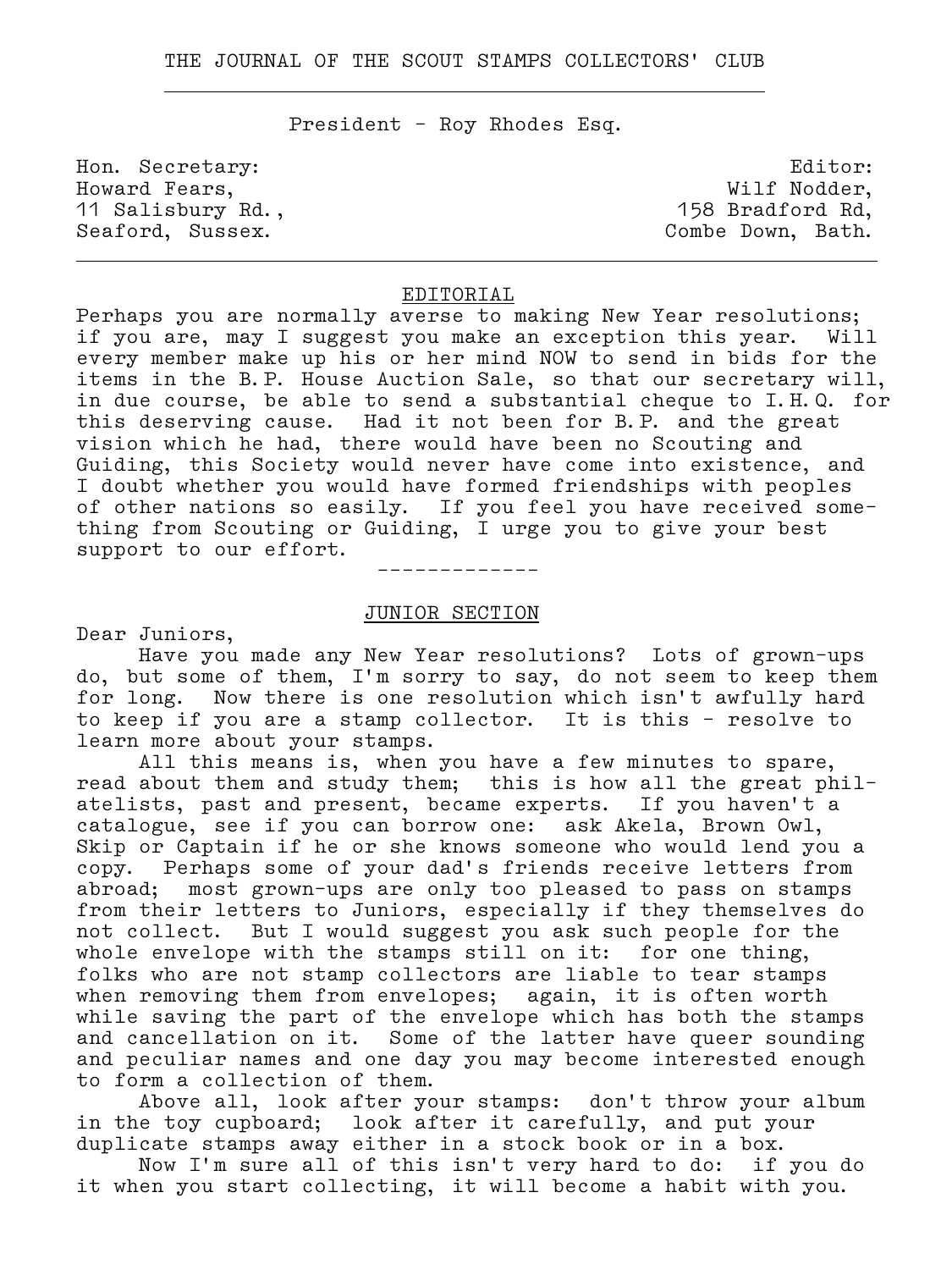# THE JOURNAL OF THE SCOUT STAMPS COLLECTORS' CLUB

President - Roy Rhodes Esq.

Hon. Secretary:
Howard Fears,
11 Salisbury Rd.,
Seaford, Sussex.

Editor:
Wilf Nodder,
158 Bradford Rd,
Combe Down, Bath.

---

## EDITORIAL

Perhaps you are normally averse to making New Year resolutions; if you are, may I suggest you make an exception this year. Will every member make up his or her mind NOW to send in bids for the items in the B.P. House Auction Sale, so that our secretary will, in due course, be able to send a substantial cheque to I.H.Q. for this deserving cause. Had it not been for B.P. and the great vision which he had, there would have been no Scouting and Guiding, this Society would never have come into existence, and I doubt whether you would have formed friendships with peoples of other nations so easily. If you feel you have received something from Scouting or Guiding, I urge you to give your best support to our effort.

-------------

## JUNIOR SECTION

Dear Juniors,

Have you made any New Year resolutions? Lots of grown-ups do, but some of them, I'm sorry to say, do not seem to keep them for long. Now there is one resolution which isn't awfully hard to keep if you are a stamp collector. It is this - resolve to learn more about your stamps.

All this means is, when you have a few minutes to spare, read about them and study them; this is how all the great philatelists, past and present, became experts. If you haven't a catalogue, see if you can borrow one: ask Akela, Brown Owl, Skip or Captain if he or she knows someone who would lend you a copy. Perhaps some of your dad's friends receive letters from abroad; most grown-ups are only too pleased to pass on stamps from their letters to Juniors, especially if they themselves do not collect. But I would suggest you ask such people for the whole envelope with the stamps still on it: for one thing, folks who are not stamp collectors are liable to tear stamps when removing them from envelopes; again, it is often worth while saving the part of the envelope which has both the stamps and cancellation on it. Some of the latter have queer sounding and peculiar names and one day you may become interested enough to form a collection of them.

Above all, look after your stamps: don't throw your album in the toy cupboard; look after it carefully, and put your duplicate stamps away either in a stock book or in a box.

Now I'm sure all of this isn't very hard to do: if you do it when you start collecting, it will become a habit with you.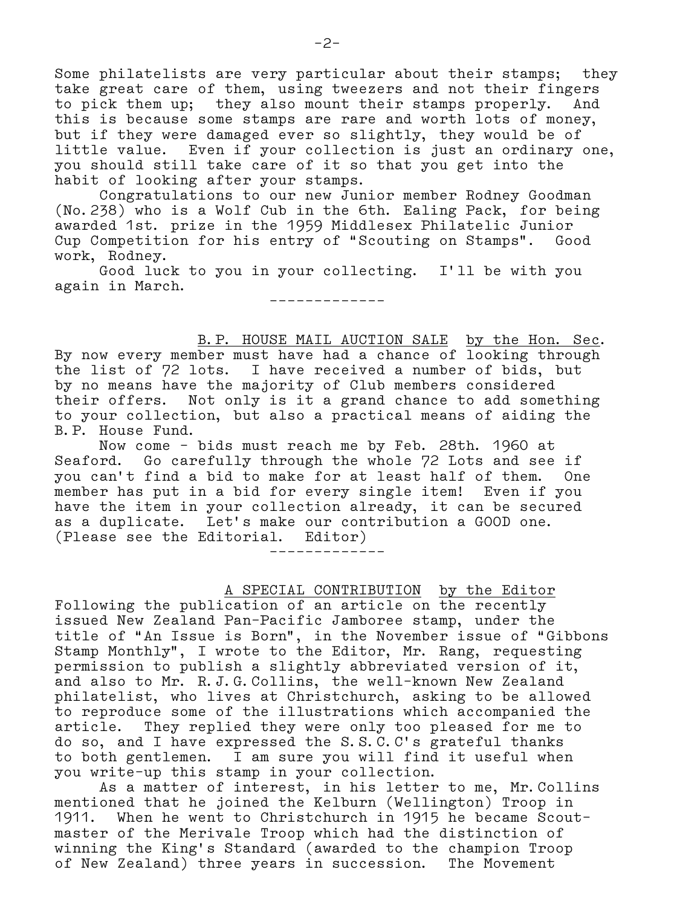Some philatelists are very particular about their stamps; they take great care of them, using tweezers and not their fingers to pick them up; they also mount their stamps properly. And this is because some stamps are rare and worth lots of money, but if they were damaged ever so slightly, they would be of little value. Even if your collection is just an ordinary one, you should still take care of it so that you get into the habit of looking after your stamps.

Congratulations to our new Junior member Rodney Goodman (No. 238) who is a Wolf Cub in the 6th. Ealing Pack, for being awarded 1st. prize in the 1959 Middlesex Philatelic Junior Cup Competition for his entry of "Scouting on Stamps". Good work, Rodney.

Good luck to you in your collecting. I'll be with you again in March.

-------------

## B. P. HOUSE MAIL AUCTION SALE by the Hon. Sec.

By now every member must have had a chance of looking through the list of 72 lots. I have received a number of bids, but by no means have the majority of Club members considered their offers. Not only is it a grand chance to add something to your collection, but also a practical means of aiding the B. P. House Fund.

Now come - bids must reach me by Feb. 28th. 1960 at Seaford. Go carefully through the whole 72 Lots and see if you can't find a bid to make for at least half of them. One member has put in a bid for every single item! Even if you have the item in your collection already, it can be secured as a duplicate. Let's make our contribution a GOOD one. (Please see the Editorial. Editor)

-------------

## A SPECIAL CONTRIBUTION by the Editor

Following the publication of an article on the recently issued New Zealand Pan-Pacific Jamboree stamp, under the title of "An Issue is Born", in the November issue of "Gibbons Stamp Monthly", I wrote to the Editor, Mr. Rang, requesting permission to publish a slightly abbreviated version of it, and also to Mr. R. J. G. Collins, the well-known New Zealand philatelist, who lives at Christchurch, asking to be allowed to reproduce some of the illustrations which accompanied the article. They replied they were only too pleased for me to do so, and I have expressed the S. S. C. C's grateful thanks to both gentlemen. I am sure you will find it useful when you write-up this stamp in your collection.

As a matter of interest, in his letter to me, Mr. Collins mentioned that he joined the Kelburn (Wellington) Troop in 1911. When he went to Christchurch in 1915 he became Scoutmaster of the Merivale Troop which had the distinction of winning the King's Standard (awarded to the champion Troop of New Zealand) three years in succession. The Movement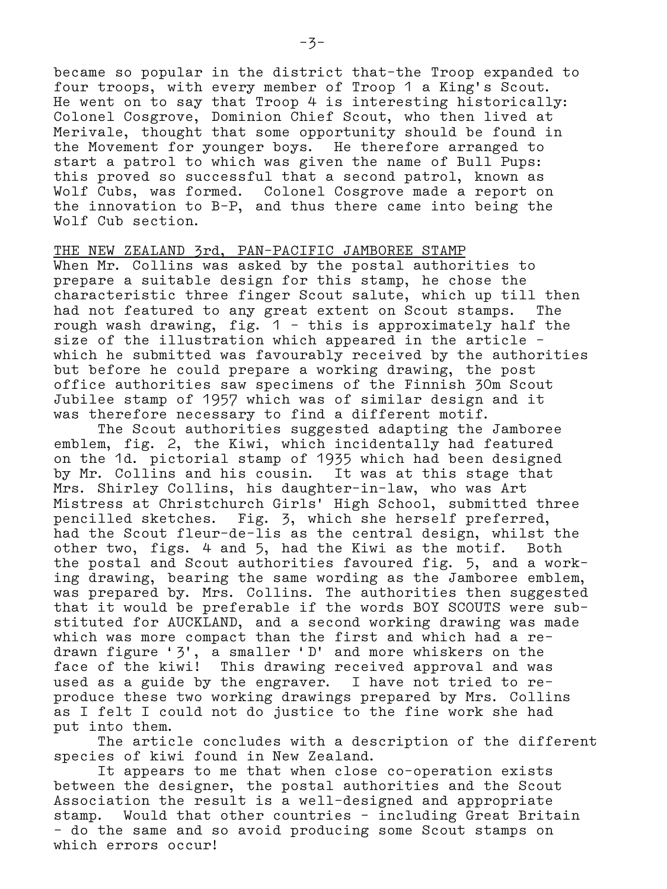became so popular in the district that the Troop expanded to four troops, with every member of Troop 1 a King's Scout. He went on to say that Troop 4 is interesting historically: Colonel Cosgrove, Dominion Chief Scout, who then lived at Merivale, thought that some opportunity should be found in the Movement for younger boys. He therefore arranged to start a patrol to which was given the name of Bull Pups: this proved so successful that a second patrol, known as Wolf Cubs, was formed. Colonel Cosgrove made a report on the innovation to B-P, and thus there came into being the Wolf Cub section.

## THE NEW ZEALAND 3rd, PAN-PACIFIC JAMBOREE STAMP

When Mr. Collins was asked by the postal authorities to prepare a suitable design for this stamp, he chose the characteristic three finger Scout salute, which up till then had not featured to any great extent on Scout stamps. The rough wash drawing, fig. 1 - this is approximately half the size of the illustration which appeared in the article - which he submitted was favourably received by the authorities but before he could prepare a working drawing, the post office authorities saw specimens of the Finnish 30m Scout Jubilee stamp of 1957 which was of similar design and it was therefore necessary to find a different motif.

The Scout authorities suggested adapting the Jamboree emblem, fig. 2, the Kiwi, which incidentally had featured on the 1d. pictorial stamp of 1935 which had been designed by Mr. Collins and his cousin. It was at this stage that Mrs. Shirley Collins, his daughter-in-law, who was Art Mistress at Christchurch Girls' High School, submitted three pencilled sketches. Fig. 3, which she herself preferred, had the Scout fleur-de-lis as the central design, whilst the other two, figs. 4 and 5, had the Kiwi as the motif. Both the postal and Scout authorities favoured fig. 5, and a working drawing, bearing the same wording as the Jamboree emblem, was prepared by. Mrs. Collins. The authorities then suggested that it would be preferable if the words BOY SCOUTS were substituted for AUCKLAND, and a second working drawing was made which was more compact than the first and which had a redrawn figure '3', a smaller 'D' and more whiskers on the face of the kiwi! This drawing received approval and was used as a guide by the engraver. I have not tried to reproduce these two working drawings prepared by Mrs. Collins as I felt I could not do justice to the fine work she had put into them.

The article concludes with a description of the different species of kiwi found in New Zealand.

It appears to me that when close co-operation exists between the designer, the postal authorities and the Scout Association the result is a well-designed and appropriate stamp. Would that other countries - including Great Britain - do the same and so avoid producing some Scout stamps on which errors occur!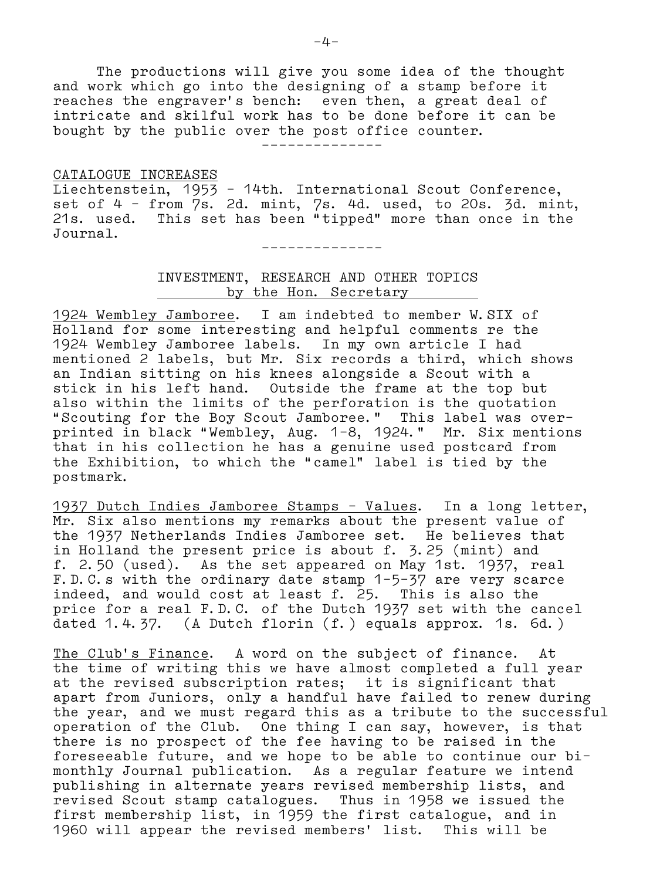The productions will give you some idea of the thought and work which go into the designing of a stamp before it reaches the engraver's bench: even then, a great deal of intricate and skilful work has to be done before it can be bought by the public over the post office counter.

--------------

CATALOGUE INCREASES

Liechtenstein, 1953 - 14th. International Scout Conference, set of 4 - from 7s. 2d. mint, 7s. 4d. used, to 20s. 3d. mint, 21s. used. This set has been "tipped" more than once in the Journal.

--------------

## INVESTMENT, RESEARCH AND OTHER TOPICS
### by the Hon. Secretary

1924 Wembley Jamboree. I am indebted to member W. SIX of Holland for some interesting and helpful comments re the 1924 Wembley Jamboree labels. In my own article I had mentioned 2 labels, but Mr. Six records a third, which shows an Indian sitting on his knees alongside a Scout with a stick in his left hand. Outside the frame at the top but also within the limits of the perforation is the quotation "Scouting for the Boy Scout Jamboree." This label was overprinted in black "Wembley, Aug. 1-8, 1924." Mr. Six mentions that in his collection he has a genuine used postcard from the Exhibition, to which the "camel" label is tied by the postmark.

1937 Dutch Indies Jamboree Stamps - Values. In a long letter, Mr. Six also mentions my remarks about the present value of the 1937 Netherlands Indies Jamboree set. He believes that in Holland the present price is about f. 3.25 (mint) and f. 2.50 (used). As the set appeared on May 1st. 1937, real F.D.C.s with the ordinary date stamp 1-5-37 are very scarce indeed, and would cost at least f. 25. This is also the price for a real F.D.C. of the Dutch 1937 set with the cancel dated 1.4.37. (A Dutch florin (f.) equals approx. 1s. 6d.)

The Club's Finance. A word on the subject of finance. At the time of writing this we have almost completed a full year at the revised subscription rates; it is significant that apart from Juniors, only a handful have failed to renew during the year, and we must regard this as a tribute to the successful operation of the Club. One thing I can say, however, is that there is no prospect of the fee having to be raised in the foreseeable future, and we hope to be able to continue our bi-monthly Journal publication. As a regular feature we intend publishing in alternate years revised membership lists, and revised Scout stamp catalogues. Thus in 1958 we issued the first membership list, in 1959 the first catalogue, and in 1960 will appear the revised members' list. This will be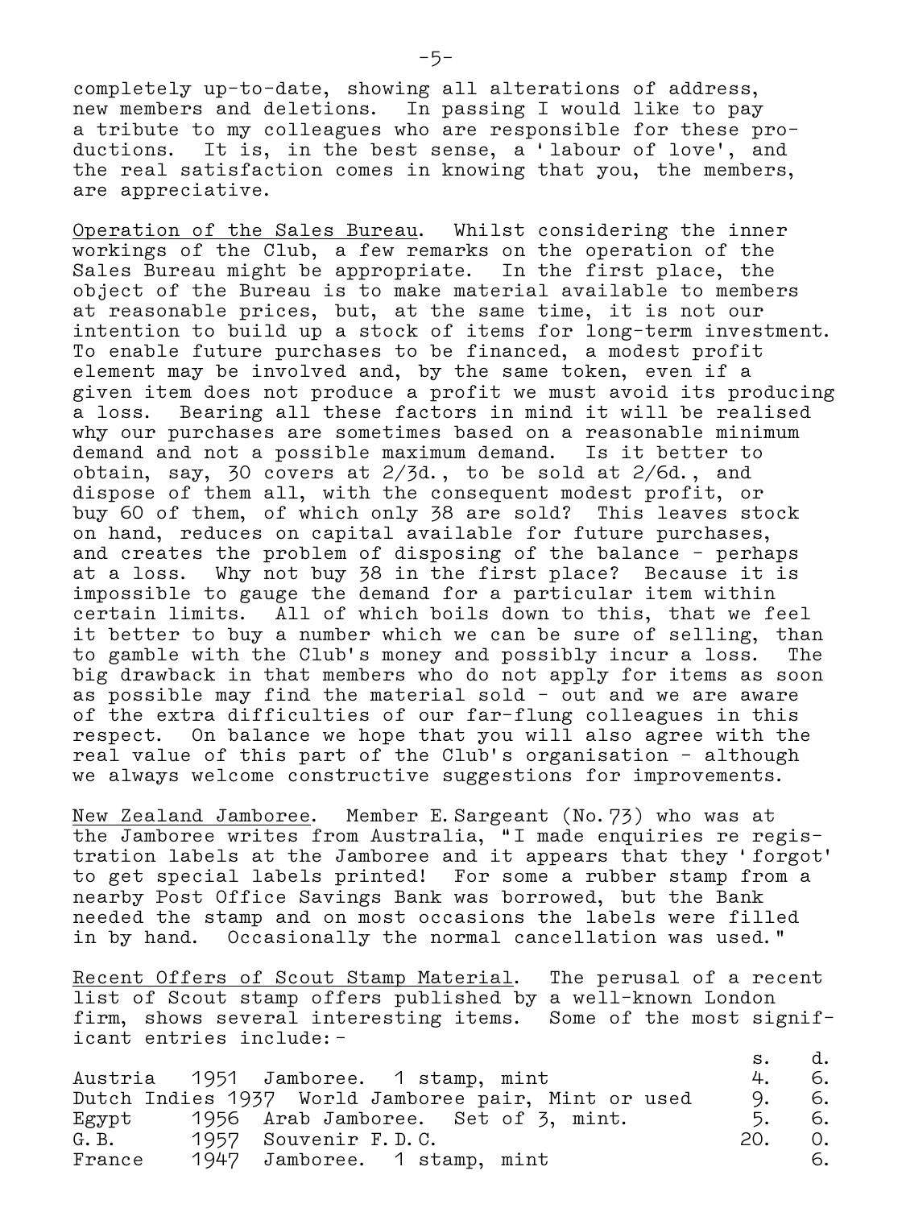completely up-to-date, showing all alterations of address, new members and deletions. In passing I would like to pay a tribute to my colleagues who are responsible for these productions. It is, in the best sense, a 'labour of love', and the real satisfaction comes in knowing that you, the members, are appreciative.

Operation of the Sales Bureau. Whilst considering the inner workings of the Club, a few remarks on the operation of the Sales Bureau might be appropriate. In the first place, the object of the Bureau is to make material available to members at reasonable prices, but, at the same time, it is not our intention to build up a stock of items for long-term investment. To enable future purchases to be financed, a modest profit element may be involved and, by the same token, even if a given item does not produce a profit we must avoid its producing a loss. Bearing all these factors in mind it will be realised why our purchases are sometimes based on a reasonable minimum demand and not a possible maximum demand. Is it better to obtain, say, 30 covers at 2/3d., to be sold at 2/6d., and dispose of them all, with the consequent modest profit, or buy 60 of them, of which only 38 are sold? This leaves stock on hand, reduces on capital available for future purchases, and creates the problem of disposing of the balance - perhaps at a loss. Why not buy 38 in the first place? Because it is impossible to gauge the demand for a particular item within certain limits. All of which boils down to this, that we feel it better to buy a number which we can be sure of selling, than to gamble with the Club's money and possibly incur a loss. The big drawback in that members who do not apply for items as soon as possible may find the material sold - out and we are aware of the extra difficulties of our far-flung colleagues in this respect. On balance we hope that you will also agree with the real value of this part of the Club's organisation - although we always welcome constructive suggestions for improvements.

New Zealand Jamboree. Member E. Sargeant (No. 73) who was at the Jamboree writes from Australia, "I made enquiries re registration labels at the Jamboree and it appears that they 'forgot' to get special labels printed! For some a rubber stamp from a nearby Post Office Savings Bank was borrowed, but the Bank needed the stamp and on most occasions the labels were filled in by hand. Occasionally the normal cancellation was used."

Recent Offers of Scout Stamp Material. The perusal of a recent list of Scout stamp offers published by a well-known London firm, shows several interesting items. Some of the most significant entries include:-

| | | | s. | d. |
|---|---|---|---|---|
| Austria | 1951 | Jamboree. 1 stamp, mint | 4. | 6. |
| Dutch Indies | 1937 | World Jamboree pair, Mint or used | 9. | 6. |
| Egypt | 1956 | Arab Jamboree. Set of 3, mint. | 5. | 6. |
| G.B. | 1957 | Souvenir F.D.C. | 20. | 0. |
| France | 1947 | Jamboree. 1 stamp, mint | | 6. |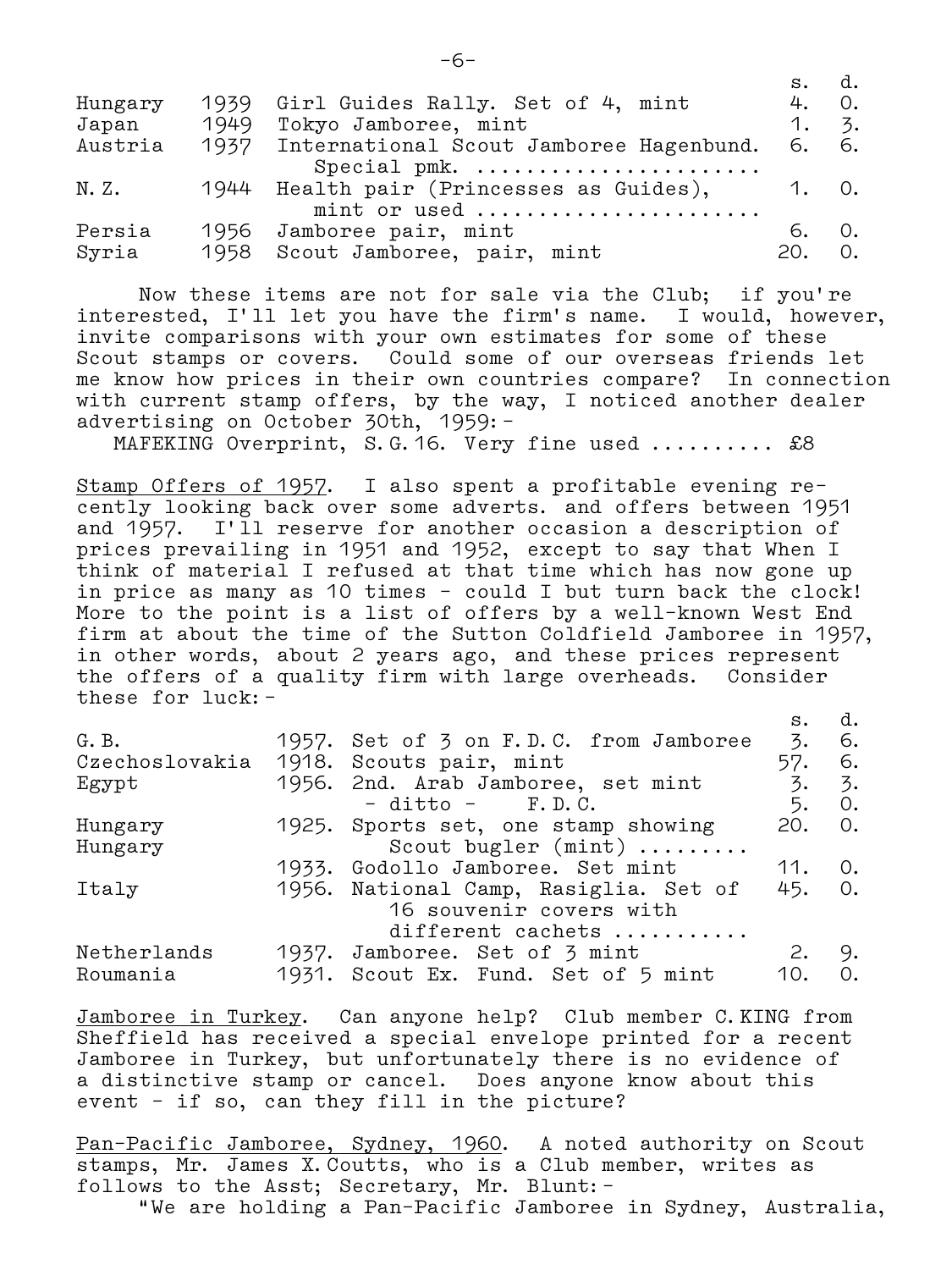| | | | s. | d. |
|---|---|---|---|---|
| Hungary | 1939 | Girl Guides Rally. Set of 4, mint | 4. | 0. |
| Japan | 1949 | Tokyo Jamboree, mint | 1. | 3. |
| Austria | 1937 | International Scout Jamboree Hagenbund. Special pmk. ...................... | 6. | 6. |
| N.Z. | 1944 | Health pair (Princesses as Guides), mint or used ...................... | 1. | 0. |
| Persia | 1956 | Jamboree pair, mint | 6. | 0. |
| Syria | 1958 | Scout Jamboree, pair, mint | 20. | 0. |

Now these items are not for sale via the Club; if you're interested, I'll let you have the firm's name. I would, however, invite comparisons with your own estimates for some of these Scout stamps or covers. Could some of our overseas friends let me know how prices in their own countries compare? In connection with current stamp offers, by the way, I noticed another dealer advertising on October 30th, 1959:-

MAFEKING Overprint, S.G.16. Very fine used .......... £8

<u>Stamp Offers of 1957</u>. I also spent a profitable evening recently looking back over some adverts. and offers between 1951 and 1957. I'll reserve for another occasion a description of prices prevailing in 1951 and 1952, except to say that When I think of material I refused at that time which has now gone up in price as many as 10 times - could I but turn back the clock! More to the point is a list of offers by a well-known West End firm at about the time of the Sutton Coldfield Jamboree in 1957, in other words, about 2 years ago, and these prices represent the offers of a quality firm with large overheads. Consider these for luck:-

| | | | s. | d. |
|---|---|---|---|---|
| G.B. | 1957. | Set of 3 on F.D.C. from Jamboree | 3. | 6. |
| Czechoslovakia | 1918. | Scouts pair, mint | 57. | 6. |
| Egypt | 1956. | 2nd. Arab Jamboree, set mint | 3. | 3. |
| | | - ditto - F.D.C. | 5. | 0. |
| Hungary | 1925. | Sports set, one stamp showing Scout bugler (mint) ......... | 20. | 0. |
| Hungary | 1933. | Godollo Jamboree. Set mint | 11. | 0. |
| Italy | 1956. | National Camp, Rasiglia. Set of 16 souvenir covers with different cachets ........... | 45. | 0. |
| Netherlands | 1937. | Jamboree. Set of 3 mint | 2. | 9. |
| Roumania | 1931. | Scout Ex. Fund. Set of 5 mint | 10. | 0. |

<u>Jamboree in Turkey</u>. Can anyone help? Club member C.KING from Sheffield has received a special envelope printed for a recent Jamboree in Turkey, but unfortunately there is no evidence of a distinctive stamp or cancel. Does anyone know about this event - if so, can they fill in the picture?

<u>Pan-Pacific Jamboree, Sydney, 1960</u>. A noted authority on Scout stamps, Mr. James X.Coutts, who is a Club member, writes as follows to the Asst; Secretary, Mr. Blunt:-

"We are holding a Pan-Pacific Jamboree in Sydney, Australia,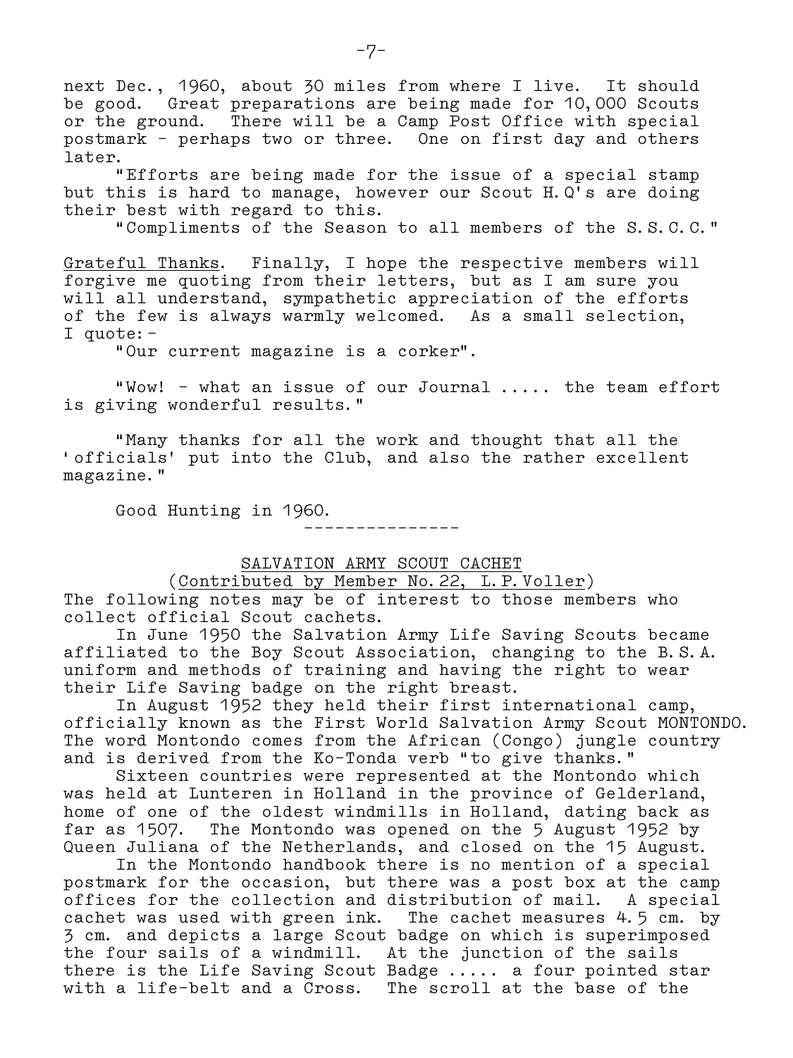next Dec., 1960, about 30 miles from where I live. It should be good. Great preparations are being made for 10,000 Scouts or the ground. There will be a Camp Post Office with special postmark - perhaps two or three. One on first day and others later.

"Efforts are being made for the issue of a special stamp but this is hard to manage, however our Scout H.Q's are doing their best with regard to this.

"Compliments of the Season to all members of the S.S.C.C."

Grateful Thanks. Finally, I hope the respective members will forgive me quoting from their letters, but as I am sure you will all understand, sympathetic appreciation of the efforts of the few is always warmly welcomed. As a small selection, I quote:-

"Our current magazine is a corker".

"Wow! - what an issue of our Journal ..... the team effort is giving wonderful results."

"Many thanks for all the work and thought that all the 'officials' put into the Club, and also the rather excellent magazine."

Good Hunting in 1960.

---------------

## SALVATION ARMY SCOUT CACHET

(Contributed by Member No.22, L.P.Voller)

The following notes may be of interest to those members who collect official Scout cachets.

In June 1950 the Salvation Army Life Saving Scouts became affiliated to the Boy Scout Association, changing to the B.S.A. uniform and methods of training and having the right to wear their Life Saving badge on the right breast.

In August 1952 they held their first international camp, officially known as the First World Salvation Army Scout MONTONDO. The word Montondo comes from the African (Congo) jungle country and is derived from the Ko-Tonda verb "to give thanks."

Sixteen countries were represented at the Montondo which was held at Lunteren in Holland in the province of Gelderland, home of one of the oldest windmills in Holland, dating back as far as 1507. The Montondo was opened on the 5 August 1952 by Queen Juliana of the Netherlands, and closed on the 15 August.

In the Montondo handbook there is no mention of a special postmark for the occasion, but there was a post box at the camp offices for the collection and distribution of mail. A special cachet was used with green ink. The cachet measures 4.5 cm. by 3 cm. and depicts a large Scout badge on which is superimposed the four sails of a windmill. At the junction of the sails there is the Life Saving Scout Badge ..... a four pointed star with a life-belt and a Cross. The scroll at the base of the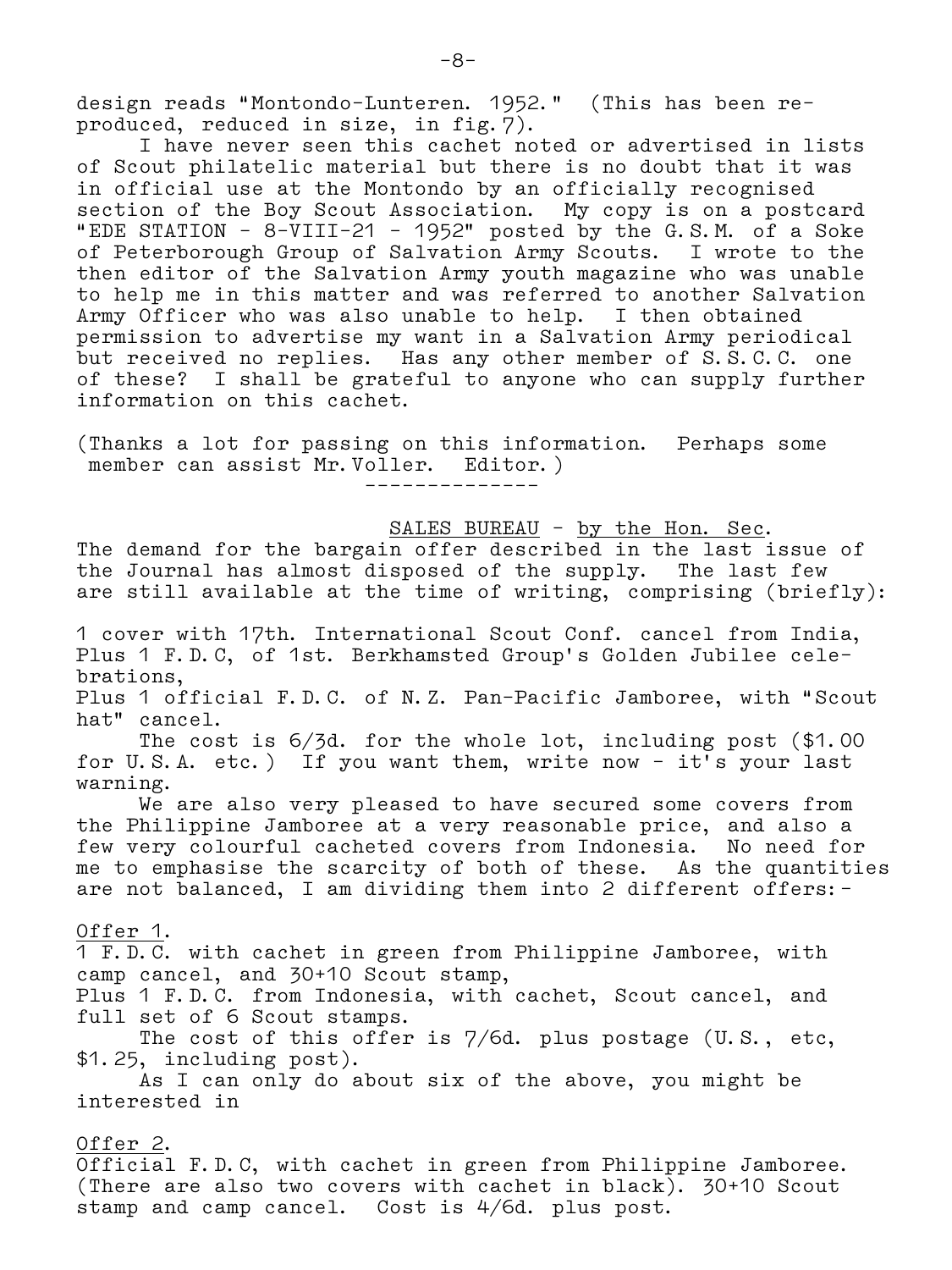design reads "Montondo-Lunteren. 1952." (This has been reproduced, reduced in size, in fig.7).

I have never seen this cachet noted or advertised in lists of Scout philatelic material but there is no doubt that it was in official use at the Montondo by an officially recognised section of the Boy Scout Association. My copy is on a postcard "EDE STATION - 8-VIII-21 - 1952" posted by the G.S.M. of a Soke of Peterborough Group of Salvation Army Scouts. I wrote to the then editor of the Salvation Army youth magazine who was unable to help me in this matter and was referred to another Salvation Army Officer who was also unable to help. I then obtained permission to advertise my want in a Salvation Army periodical but received no replies. Has any other member of S.S.C.C. one of these? I shall be grateful to anyone who can supply further information on this cachet.

(Thanks a lot for passing on this information. Perhaps some member can assist Mr.Voller. Editor.)

---

## SALES BUREAU - by the Hon. Sec.

The demand for the bargain offer described in the last issue of the Journal has almost disposed of the supply. The last few are still available at the time of writing, comprising (briefly):

1 cover with 17th. International Scout Conf. cancel from India,
Plus 1 F.D.C, of 1st. Berkhamsted Group's Golden Jubilee celebrations,
Plus 1 official F.D.C. of N.Z. Pan-Pacific Jamboree, with "Scout hat" cancel.

The cost is 6/3d. for the whole lot, including post ($1.00 for U.S.A. etc.) If you want them, write now - it's your last warning.

We are also very pleased to have secured some covers from the Philippine Jamboree at a very reasonable price, and also a few very colourful cacheted covers from Indonesia. No need for me to emphasise the scarcity of both of these. As the quantities are not balanced, I am dividing them into 2 different offers:-

Offer 1.
1 F.D.C. with cachet in green from Philippine Jamboree, with camp cancel, and 30+10 Scout stamp,
Plus 1 F.D.C. from Indonesia, with cachet, Scout cancel, and full set of 6 Scout stamps.

The cost of this offer is 7/6d. plus postage (U.S., etc, $1.25, including post).

As I can only do about six of the above, you might be interested in

Offer 2.
Official F.D.C, with cachet in green from Philippine Jamboree. (There are also two covers with cachet in black). 30+10 Scout stamp and camp cancel. Cost is 4/6d. plus post.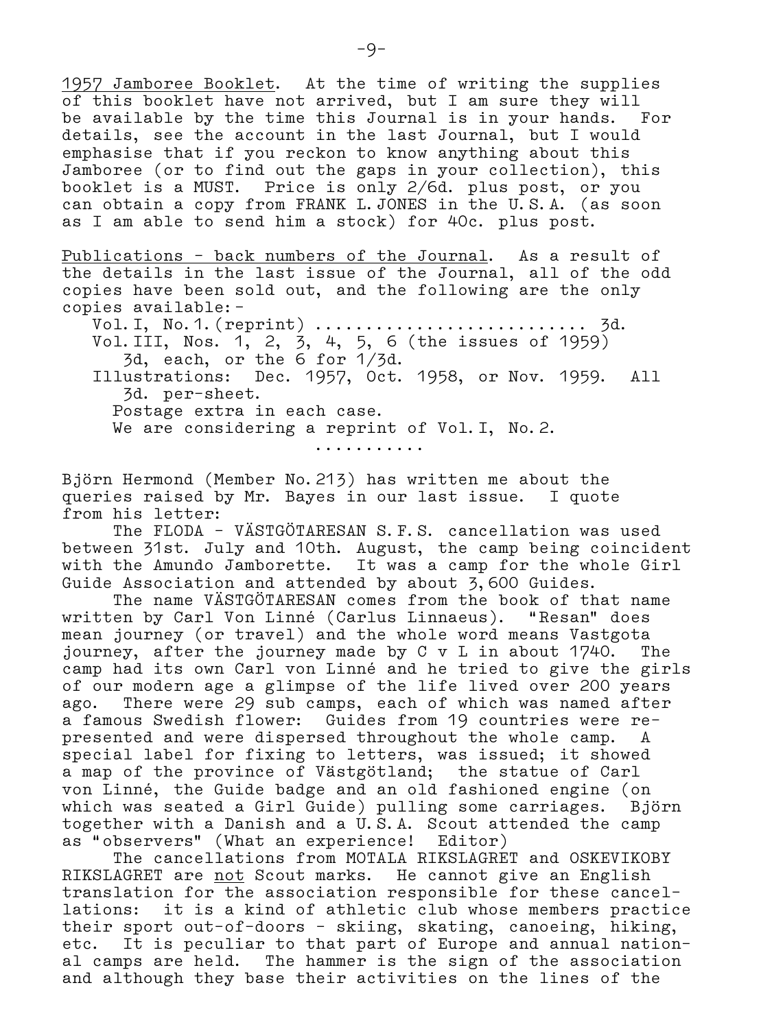1957 Jamboree Booklet. At the time of writing the supplies of this booklet have not arrived, but I am sure they will be available by the time this Journal is in your hands. For details, see the account in the last Journal, but I would emphasise that if you reckon to know anything about this Jamboree (or to find out the gaps in your collection), this booklet is a MUST. Price is only 2/6d. plus post, or you can obtain a copy from FRANK L. JONES in the U.S.A. (as soon as I am able to send him a stock) for 40c. plus post.

Publications - back numbers of the Journal. As a result of the details in the last issue of the Journal, all of the odd copies have been sold out, and the following are the only copies available:-

Vol. I, No. 1. (reprint) .......................... 3d.
Vol. III, Nos. 1, 2, 3, 4, 5, 6 (the issues of 1959) 3d, each, or the 6 for 1/3d.
Illustrations: Dec. 1957, Oct. 1958, or Nov. 1959. All 3d. per-sheet.
Postage extra in each case.
We are considering a reprint of Vol. I, No. 2.

...........

Björn Hermond (Member No. 213) has written me about the queries raised by Mr. Bayes in our last issue. I quote from his letter:

The FLODA - VÄSTGÖTARESAN S.F.S. cancellation was used between 31st. July and 10th. August, the camp being coincident with the Amundo Jamborette. It was a camp for the whole Girl Guide Association and attended by about 3,600 Guides.

The name VÄSTGÖTARESAN comes from the book of that name written by Carl Von Linné (Carlus Linnaeus). "Resan" does mean journey (or travel) and the whole word means Vastgota journey, after the journey made by C v L in about 1740. The camp had its own Carl von Linné and he tried to give the girls of our modern age a glimpse of the life lived over 200 years ago. There were 29 sub camps, each of which was named after a famous Swedish flower: Guides from 19 countries were represented and were dispersed throughout the whole camp. A special label for fixing to letters, was issued; it showed a map of the province of Västgötland; the statue of Carl von Linné, the Guide badge and an old fashioned engine (on which was seated a Girl Guide) pulling some carriages. Björn together with a Danish and a U.S.A. Scout attended the camp as "observers" (What an experience! Editor)

The cancellations from MOTALA RIKSLAGRET and OSKEVIKOBY RIKSLAGRET are not Scout marks. He cannot give an English translation for the association responsible for these cancellations: it is a kind of athletic club whose members practice their sport out-of-doors - skiing, skating, canoeing, hiking, etc. It is peculiar to that part of Europe and annual national camps are held. The hammer is the sign of the association and although they base their activities on the lines of the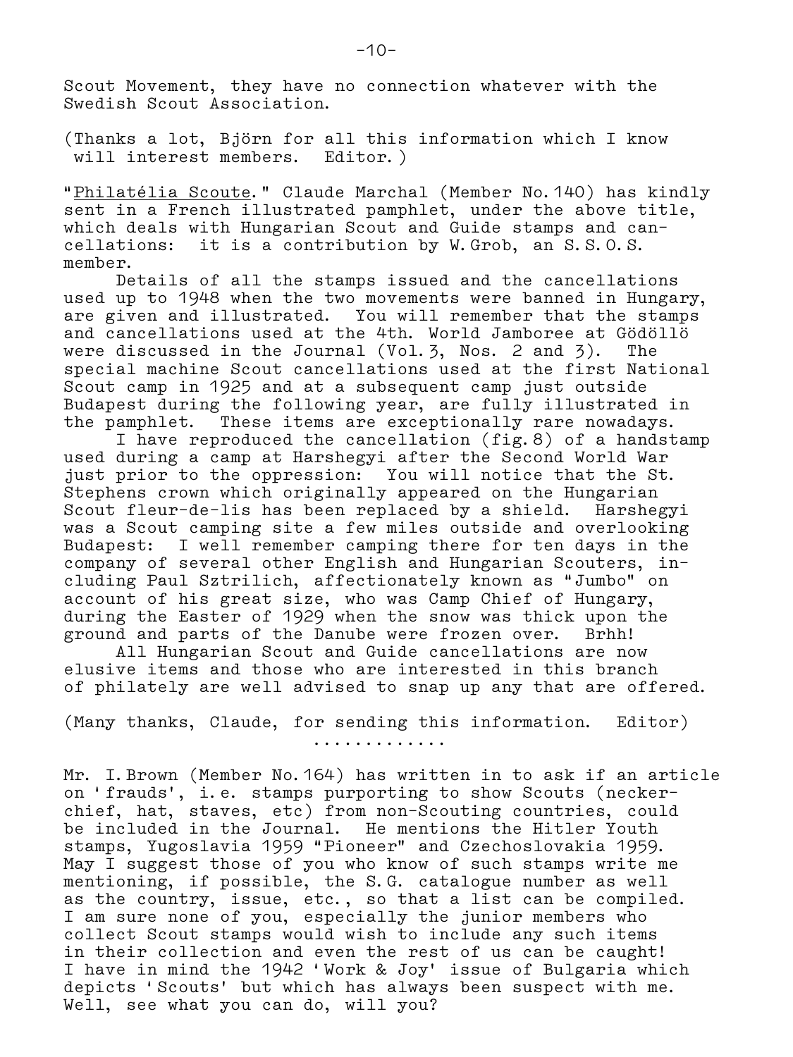Scout Movement, they have no connection whatever with the Swedish Scout Association.

(Thanks a lot, Björn for all this information which I know will interest members. Editor.)

"<u>Philatélia Scoute</u>." Claude Marchal (Member No.140) has kindly sent in a French illustrated pamphlet, under the above title, which deals with Hungarian Scout and Guide stamps and cancellations: it is a contribution by W.Grob, an S.S.O.S. member.

Details of all the stamps issued and the cancellations used up to 1948 when the two movements were banned in Hungary, are given and illustrated. You will remember that the stamps and cancellations used at the 4th. World Jamboree at Gödöllö were discussed in the Journal (Vol.3, Nos. 2 and 3). The special machine Scout cancellations used at the first National Scout camp in 1925 and at a subsequent camp just outside Budapest during the following year, are fully illustrated in the pamphlet. These items are exceptionally rare nowadays.

I have reproduced the cancellation (fig.8) of a handstamp used during a camp at Harshegyi after the Second World War just prior to the oppression: You will notice that the St. Stephens crown which originally appeared on the Hungarian Scout fleur-de-lis has been replaced by a shield. Harshegyi was a Scout camping site a few miles outside and overlooking Budapest: I well remember camping there for ten days in the company of several other English and Hungarian Scouters, including Paul Sztrilich, affectionately known as "Jumbo" on account of his great size, who was Camp Chief of Hungary, during the Easter of 1929 when the snow was thick upon the ground and parts of the Danube were frozen over. Brhh!

All Hungarian Scout and Guide cancellations are now elusive items and those who are interested in this branch of philately are well advised to snap up any that are offered.

(Many thanks, Claude, for sending this information. Editor)

.............

Mr. I.Brown (Member No.164) has written in to ask if an article on 'frauds', i.e. stamps purporting to show Scouts (neckerchief, hat, staves, etc) from non-Scouting countries, could be included in the Journal. He mentions the Hitler Youth stamps, Yugoslavia 1959 "Pioneer" and Czechoslovakia 1959. May I suggest those of you who know of such stamps write me mentioning, if possible, the S.G. catalogue number as well as the country, issue, etc., so that a list can be compiled. I am sure none of you, especially the junior members who collect Scout stamps would wish to include any such items in their collection and even the rest of us can be caught! I have in mind the 1942 'Work & Joy' issue of Bulgaria which depicts 'Scouts' but which has always been suspect with me. Well, see what you can do, will you?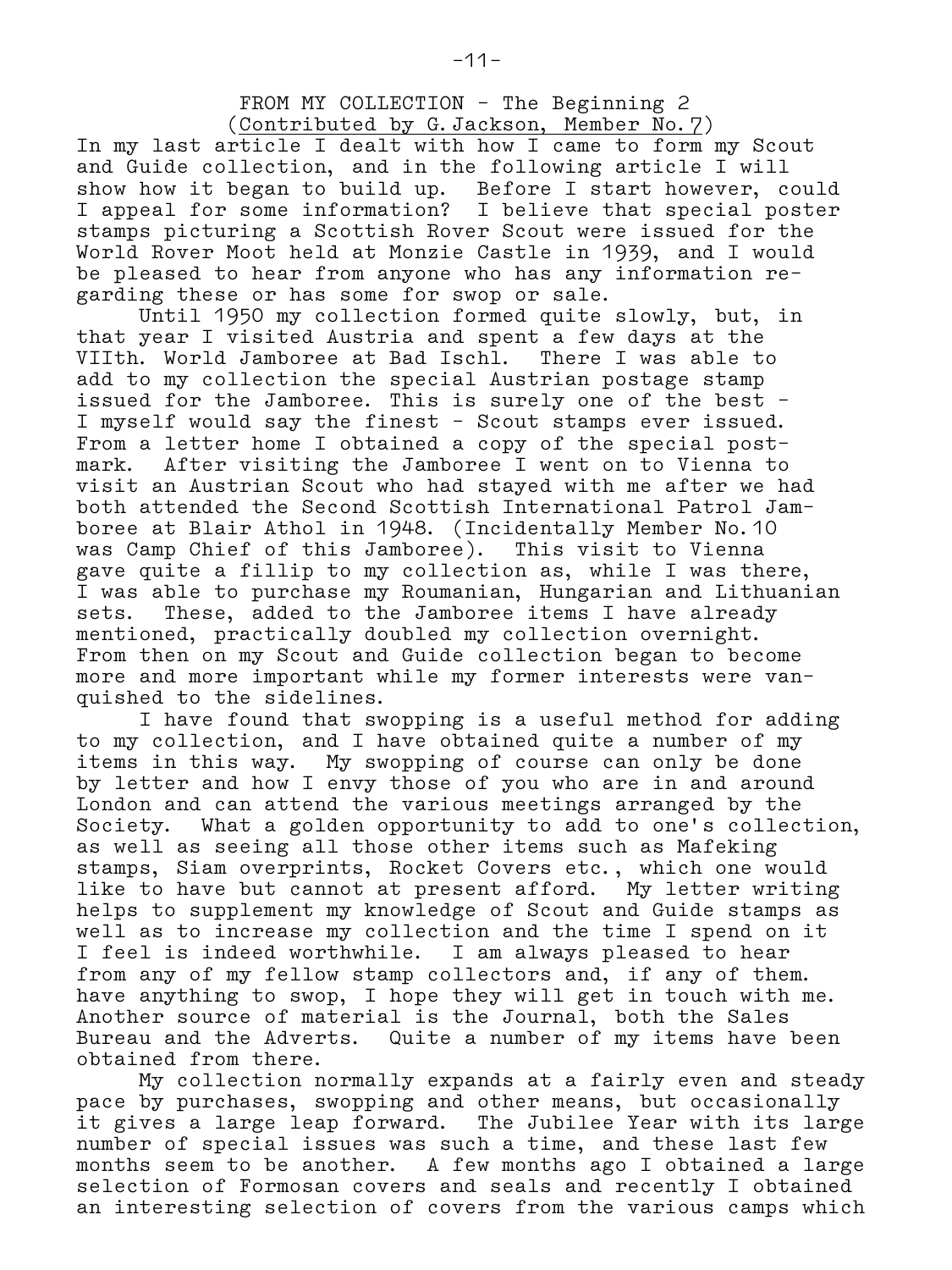## FROM MY COLLECTION - The Beginning 2

(Contributed by G. Jackson, Member No. 7)

In my last article I dealt with how I came to form my Scout and Guide collection, and in the following article I will show how it began to build up. Before I start however, could I appeal for some information? I believe that special poster stamps picturing a Scottish Rover Scout were issued for the World Rover Moot held at Monzie Castle in 1939, and I would be pleased to hear from anyone who has any information regarding these or has some for swop or sale.

Until 1950 my collection formed quite slowly, but, in that year I visited Austria and spent a few days at the VIIth. World Jamboree at Bad Ischl. There I was able to add to my collection the special Austrian postage stamp issued for the Jamboree. This is surely one of the best - I myself would say the finest - Scout stamps ever issued. From a letter home I obtained a copy of the special postmark. After visiting the Jamboree I went on to Vienna to visit an Austrian Scout who had stayed with me after we had both attended the Second Scottish International Patrol Jamboree at Blair Athol in 1948. (Incidentally Member No. 10 was Camp Chief of this Jamboree). This visit to Vienna gave quite a fillip to my collection as, while I was there, I was able to purchase my Roumanian, Hungarian and Lithuanian sets. These, added to the Jamboree items I have already mentioned, practically doubled my collection overnight. From then on my Scout and Guide collection began to become more and more important while my former interests were vanquished to the sidelines.

I have found that swopping is a useful method for adding to my collection, and I have obtained quite a number of my items in this way. My swopping of course can only be done by letter and how I envy those of you who are in and around London and can attend the various meetings arranged by the Society. What a golden opportunity to add to one's collection, as well as seeing all those other items such as Mafeking stamps, Siam overprints, Rocket Covers etc., which one would like to have but cannot at present afford. My letter writing helps to supplement my knowledge of Scout and Guide stamps as well as to increase my collection and the time I spend on it I feel is indeed worthwhile. I am always pleased to hear from any of my fellow stamp collectors and, if any of them. have anything to swop, I hope they will get in touch with me. Another source of material is the Journal, both the Sales Bureau and the Adverts. Quite a number of my items have been obtained from there.

My collection normally expands at a fairly even and steady pace by purchases, swopping and other means, but occasionally it gives a large leap forward. The Jubilee Year with its large number of special issues was such a time, and these last few months seem to be another. A few months ago I obtained a large selection of Formosan covers and seals and recently I obtained an interesting selection of covers from the various camps which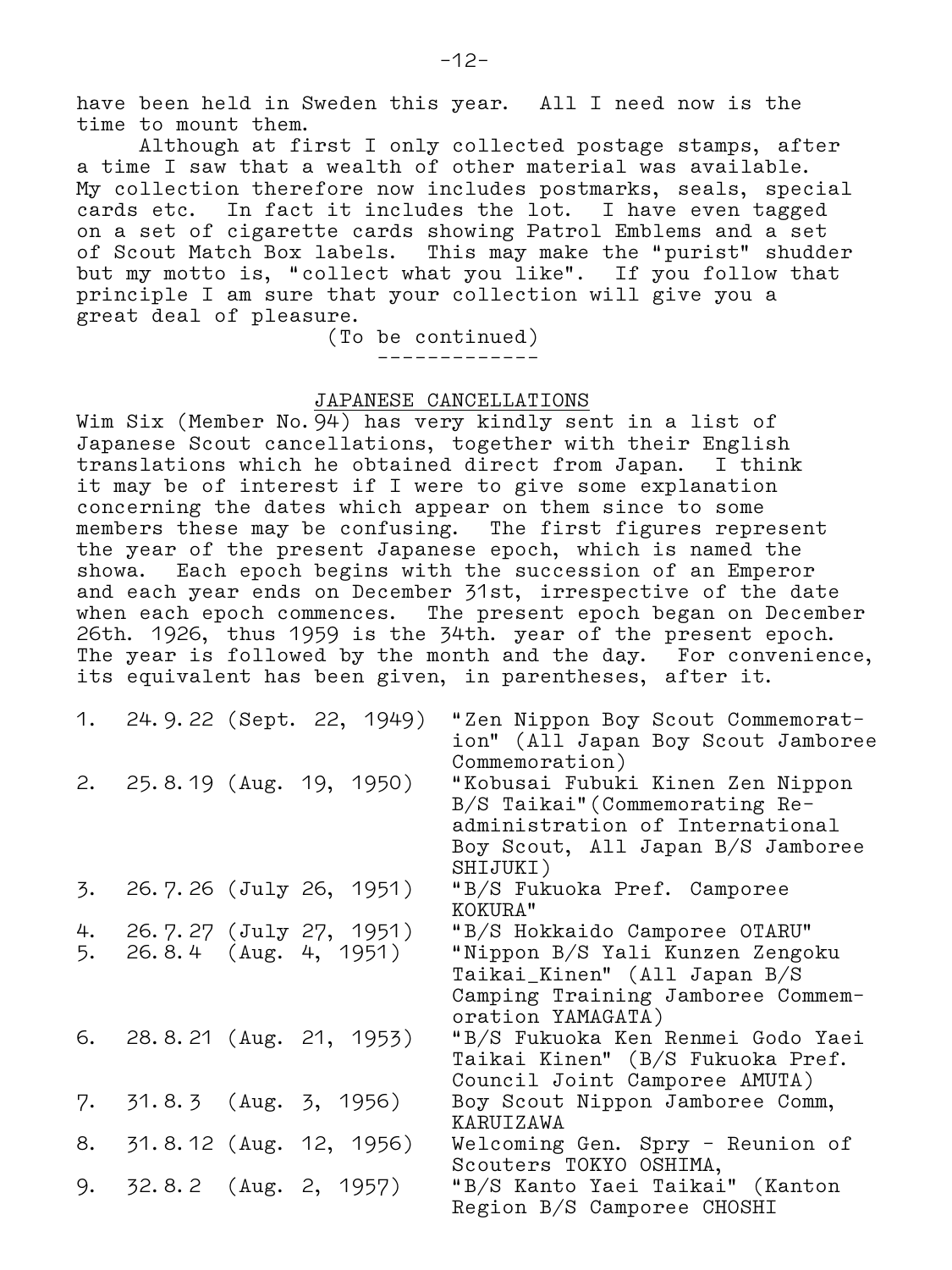have been held in Sweden this year. All I need now is the time to mount them.

Although at first I only collected postage stamps, after a time I saw that a wealth of other material was available. My collection therefore now includes postmarks, seals, special cards etc. In fact it includes the lot. I have even tagged on a set of cigarette cards showing Patrol Emblems and a set of Scout Match Box labels. This may make the "purist" shudder but my motto is, "collect what you like". If you follow that principle I am sure that your collection will give you a great deal of pleasure.

(To be continued)

---

## JAPANESE CANCELLATIONS

Wim Six (Member No.94) has very kindly sent in a list of Japanese Scout cancellations, together with their English translations which he obtained direct from Japan. I think it may be of interest if I were to give some explanation concerning the dates which appear on them since to some members these may be confusing. The first figures represent the year of the present Japanese epoch, which is named the showa. Each epoch begins with the succession of an Emperor and each year ends on December 31st, irrespective of the date when each epoch commences. The present epoch began on December 26th. 1926, thus 1959 is the 34th. year of the present epoch. The year is followed by the month and the day. For convenience, its equivalent has been given, in parentheses, after it.

1. 24.9.22 (Sept. 22, 1949) "Zen Nippon Boy Scout Commemoration" (All Japan Boy Scout Jamboree Commemoration)
2. 25.8.19 (Aug. 19, 1950) "Kobusai Fubuki Kinen Zen Nippon B/S Taikai"(Commemorating Re-administration of International Boy Scout, All Japan B/S Jamboree SHIJUKI)
3. 26.7.26 (July 26, 1951) "B/S Fukuoka Pref. Camporee KOKURA"
4. 26.7.27 (July 27, 1951) "B/S Hokkaido Camporee OTARU"
5. 26.8.4 (Aug. 4, 1951) "Nippon B/S Yali Kunzen Zengoku Taikai_Kinen" (All Japan B/S Camping Training Jamboree Commemoration YAMAGATA)
6. 28.8.21 (Aug. 21, 1953) "B/S Fukuoka Ken Renmei Godo Yaei Taikai Kinen" (B/S Fukuoka Pref. Council Joint Camporee AMUTA)
7. 31.8.3 (Aug. 3, 1956) Boy Scout Nippon Jamboree Comm, KARUIZAWA
8. 31.8.12 (Aug. 12, 1956) Welcoming Gen. Spry - Reunion of Scouters TOKYO OSHIMA,
9. 32.8.2 (Aug. 2, 1957) "B/S Kanto Yaei Taikai" (Kanton Region B/S Camporee CHOSHI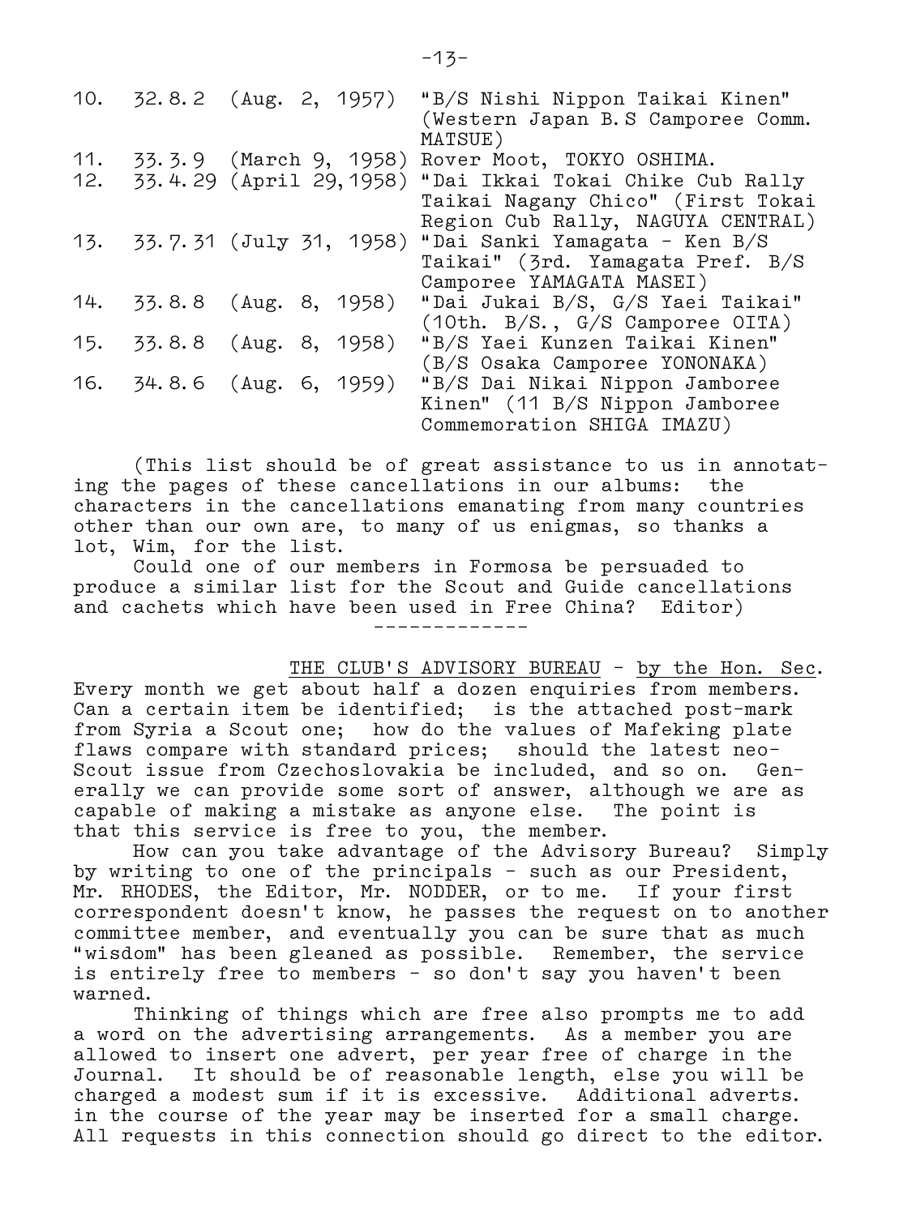10. 32.8.2 (Aug. 2, 1957) "B/S Nishi Nippon Taikai Kinen" (Western Japan B.S Camporee Comm. MATSUE)
11. 33.3.9 (March 9, 1958) Rover Moot, TOKYO OSHIMA.
12. 33.4.29 (April 29,1958) "Dai Ikkai Tokai Chike Cub Rally Taikai Nagany Chico" (First Tokai Region Cub Rally, NAGUYA CENTRAL)
13. 33.7.31 (July 31, 1958) "Dai Sanki Yamagata - Ken B/S Taikai" (3rd. Yamagata Pref. B/S Camporee YAMAGATA MASEI)
14. 33.8.8 (Aug. 8, 1958) "Dai Jukai B/S, G/S Yaei Taikai" (10th. B/S., G/S Camporee OITA)
15. 33.8.8 (Aug. 8, 1958) "B/S Yaei Kunzen Taikai Kinen" (B/S Osaka Camporee YONONAKA)
16. 34.8.6 (Aug. 6, 1959) "B/S Dai Nikai Nippon Jamboree Kinen" (11 B/S Nippon Jamboree Commemoration SHIGA IMAZU)

(This list should be of great assistance to us in annotating the pages of these cancellations in our albums: the characters in the cancellations emanating from many countries other than our own are, to many of us enigmas, so thanks a lot, Wim, for the list.

Could one of our members in Formosa be persuaded to produce a similar list for the Scout and Guide cancellations and cachets which have been used in Free China? Editor)

-------------

<u>THE CLUB'S ADVISORY BUREAU</u> - <u>by the Hon. Sec</u>.
Every month we get about half a dozen enquiries from members. Can a certain item be identified; is the attached post-mark from Syria a Scout one; how do the values of Mafeking plate flaws compare with standard prices; should the latest neo-Scout issue from Czechoslovakia be included, and so on. Generally we can provide some sort of answer, although we are as capable of making a mistake as anyone else. The point is that this service is free to you, the member.

How can you take advantage of the Advisory Bureau? Simply by writing to one of the principals - such as our President, Mr. RHODES, the Editor, Mr. NODDER, or to me. If your first correspondent doesn't know, he passes the request on to another committee member, and eventually you can be sure that as much "wisdom" has been gleaned as possible. Remember, the service is entirely free to members - so don't say you haven't been warned.

Thinking of things which are free also prompts me to add a word on the advertising arrangements. As a member you are allowed to insert one advert, per year free of charge in the Journal. It should be of reasonable length, else you will be charged a modest sum if it is excessive. Additional adverts. in the course of the year may be inserted for a small charge. All requests in this connection should go direct to the editor.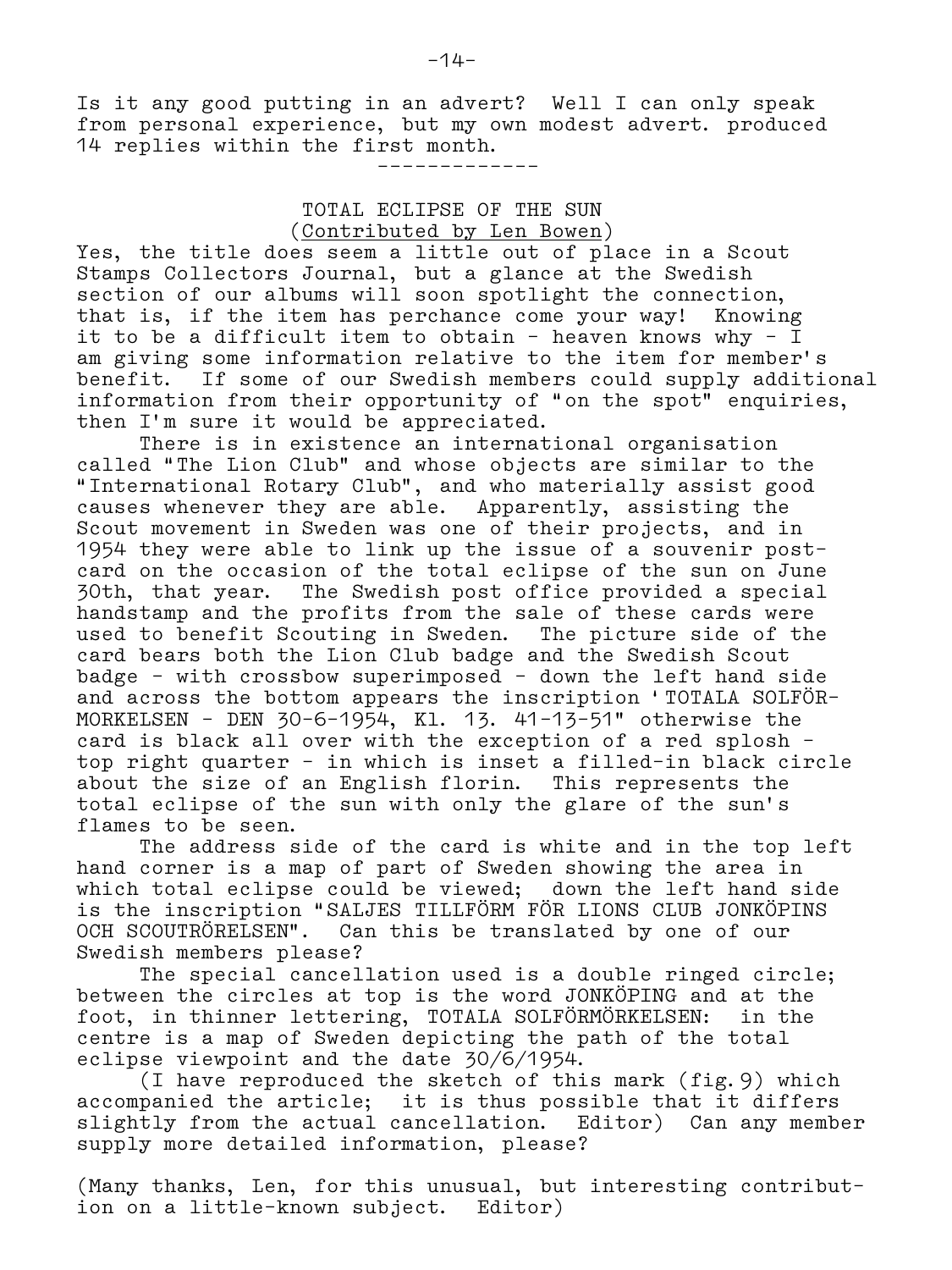Is it any good putting in an advert? Well I can only speak from personal experience, but my own modest advert. produced 14 replies within the first month.

-------------

## TOTAL ECLIPSE OF THE SUN

(Contributed by Len Bowen)

Yes, the title does seem a little out of place in a Scout Stamps Collectors Journal, but a glance at the Swedish section of our albums will soon spotlight the connection, that is, if the item has perchance come your way! Knowing it to be a difficult item to obtain - heaven knows why - I am giving some information relative to the item for member's benefit. If some of our Swedish members could supply additional information from their opportunity of "on the spot" enquiries, then I'm sure it would be appreciated.

There is in existence an international organisation called "The Lion Club" and whose objects are similar to the "International Rotary Club", and who materially assist good causes whenever they are able. Apparently, assisting the Scout movement in Sweden was one of their projects, and in 1954 they were able to link up the issue of a souvenir post-card on the occasion of the total eclipse of the sun on June 30th, that year. The Swedish post office provided a special handstamp and the profits from the sale of these cards were used to benefit Scouting in Sweden. The picture side of the card bears both the Lion Club badge and the Swedish Scout badge - with crossbow superimposed - down the left hand side and across the bottom appears the inscription 'TOTALA SOLFÖRMORKELSEN - DEN 30-6-1954, Kl. 13. 41-13-51" otherwise the card is black all over with the exception of a red splosh - top right quarter - in which is inset a filled-in black circle about the size of an English florin. This represents the total eclipse of the sun with only the glare of the sun's flames to be seen.

The address side of the card is white and in the top left hand corner is a map of part of Sweden showing the area in which total eclipse could be viewed; down the left hand side is the inscription "SALJES TILLFÖRM FÖR LIONS CLUB JONKÖPINS OCH SCOUTRÖRELSEN". Can this be translated by one of our Swedish members please?

The special cancellation used is a double ringed circle; between the circles at top is the word JONKÖPING and at the foot, in thinner lettering, TOTALA SOLFÖRMÖRKELSEN: in the centre is a map of Sweden depicting the path of the total eclipse viewpoint and the date 30/6/1954.

(I have reproduced the sketch of this mark (fig. 9) which accompanied the article; it is thus possible that it differs slightly from the actual cancellation. Editor) Can any member supply more detailed information, please?

(Many thanks, Len, for this unusual, but interesting contribution on a little-known subject. Editor)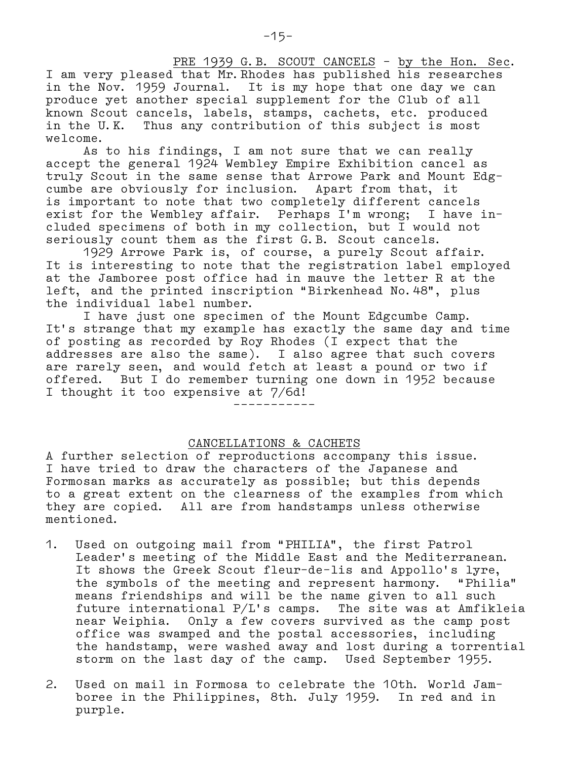## PRE 1939 G.B. SCOUT CANCELS - by the Hon. Sec.

I am very pleased that Mr. Rhodes has published his researches in the Nov. 1959 Journal. It is my hope that one day we can produce yet another special supplement for the Club of all known Scout cancels, labels, stamps, cachets, etc. produced in the U.K. Thus any contribution of this subject is most welcome.

As to his findings, I am not sure that we can really accept the general 1924 Wembley Empire Exhibition cancel as truly Scout in the same sense that Arrowe Park and Mount Edgcumbe are obviously for inclusion. Apart from that, it is important to note that two completely different cancels exist for the Wembley affair. Perhaps I'm wrong; I have included specimens of both in my collection, but I would not seriously count them as the first G.B. Scout cancels.

1929 Arrowe Park is, of course, a purely Scout affair. It is interesting to note that the registration label employed at the Jamboree post office had in mauve the letter R at the left, and the printed inscription "Birkenhead No. 48", plus the individual label number.

I have just one specimen of the Mount Edgcumbe Camp. It's strange that my example has exactly the same day and time of posting as recorded by Roy Rhodes (I expect that the addresses are also the same). I also agree that such covers are rarely seen, and would fetch at least a pound or two if offered. But I do remember turning one down in 1952 because I thought it too expensive at 7/6d!

-----------

## CANCELLATIONS & CACHETS

A further selection of reproductions accompany this issue. I have tried to draw the characters of the Japanese and Formosan marks as accurately as possible; but this depends to a great extent on the clearness of the examples from which they are copied. All are from handstamps unless otherwise mentioned.

1. Used on outgoing mail from "PHILIA", the first Patrol Leader's meeting of the Middle East and the Mediterranean. It shows the Greek Scout fleur-de-lis and Appollo's lyre, the symbols of the meeting and represent harmony. "Philia" means friendships and will be the name given to all such future international P/L's camps. The site was at Amfikleia near Weiphia. Only a few covers survived as the camp post office was swamped and the postal accessories, including the handstamp, were washed away and lost during a torrential storm on the last day of the camp. Used September 1955.

2. Used on mail in Formosa to celebrate the 10th. World Jamboree in the Philippines, 8th. July 1959. In red and in purple.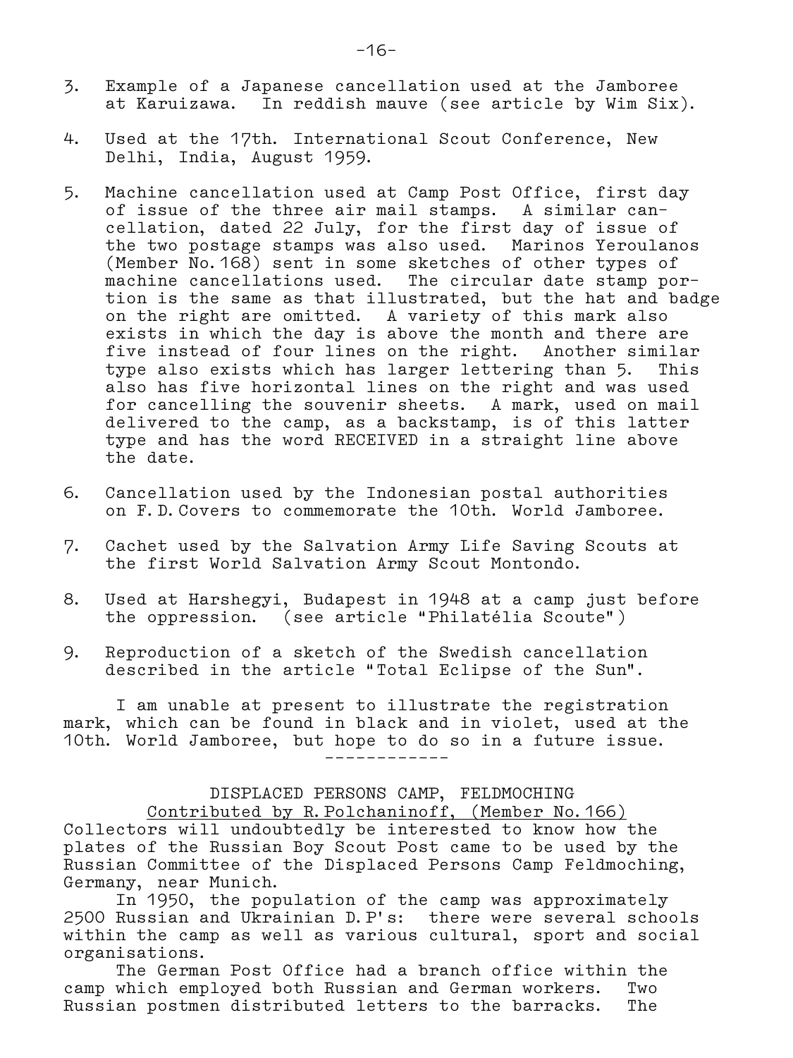3. Example of a Japanese cancellation used at the Jamboree at Karuizawa. In reddish mauve (see article by Wim Six).

4. Used at the 17th. International Scout Conference, New Delhi, India, August 1959.

5. Machine cancellation used at Camp Post Office, first day of issue of the three air mail stamps. A similar cancellation, dated 22 July, for the first day of issue of the two postage stamps was also used. Marinos Yeroulanos (Member No.168) sent in some sketches of other types of machine cancellations used. The circular date stamp portion is the same as that illustrated, but the hat and badge on the right are omitted. A variety of this mark also exists in which the day is above the month and there are five instead of four lines on the right. Another similar type also exists which has larger lettering than 5. This also has five horizontal lines on the right and was used for cancelling the souvenir sheets. A mark, used on mail delivered to the camp, as a backstamp, is of this latter type and has the word RECEIVED in a straight line above the date.

6. Cancellation used by the Indonesian postal authorities on F.D.Covers to commemorate the 10th. World Jamboree.

7. Cachet used by the Salvation Army Life Saving Scouts at the first World Salvation Army Scout Montondo.

8. Used at Harshegyi, Budapest in 1948 at a camp just before the oppression. (see article "Philatélia Scoute")

9. Reproduction of a sketch of the Swedish cancellation described in the article "Total Eclipse of the Sun".

I am unable at present to illustrate the registration mark, which can be found in black and in violet, used at the 10th. World Jamboree, but hope to do so in a future issue.

------------

## DISPLACED PERSONS CAMP, FELDMOCHING

Contributed by R.Polchaninoff, (Member No.166)

Collectors will undoubtedly be interested to know how the plates of the Russian Boy Scout Post came to be used by the Russian Committee of the Displaced Persons Camp Feldmoching, Germany, near Munich.

In 1950, the population of the camp was approximately 2500 Russian and Ukrainian D.P's: there were several schools within the camp as well as various cultural, sport and social organisations.

The German Post Office had a branch office within the camp which employed both Russian and German workers. Two Russian postmen distributed letters to the barracks. The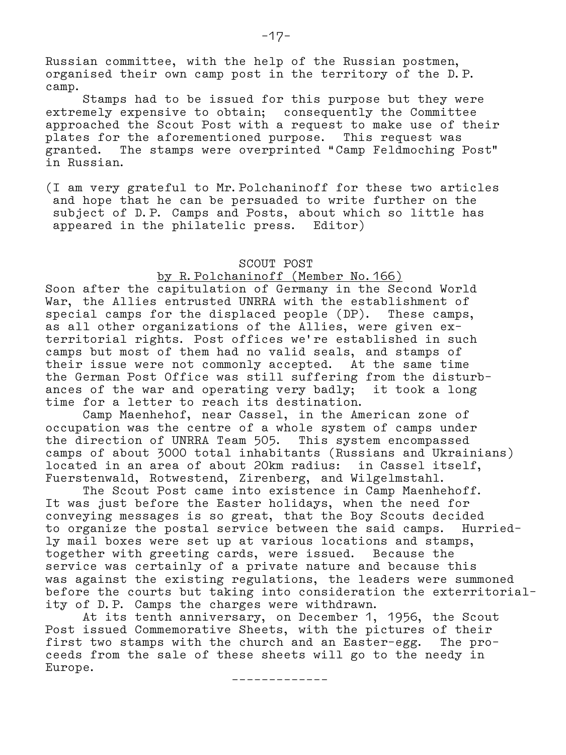Russian committee, with the help of the Russian postmen, organised their own camp post in the territory of the D.P. camp.

Stamps had to be issued for this purpose but they were extremely expensive to obtain; consequently the Committee approached the Scout Post with a request to make use of their plates for the aforementioned purpose. This request was granted. The stamps were overprinted "Camp Feldmoching Post" in Russian.

(I am very grateful to Mr. Polchaninoff for these two articles and hope that he can be persuaded to write further on the subject of D.P. Camps and Posts, about which so little has appeared in the philatelic press. Editor)

## SCOUT POST

by R. Polchaninoff (Member No. 166)

Soon after the capitulation of Germany in the Second World War, the Allies entrusted UNRRA with the establishment of special camps for the displaced people (DP). These camps, as all other organizations of the Allies, were given exterritorial rights. Post offices we're established in such camps but most of them had no valid seals, and stamps of their issue were not commonly accepted. At the same time the German Post Office was still suffering from the disturbances of the war and operating very badly; it took a long time for a letter to reach its destination.

Camp Maenhehof, near Cassel, in the American zone of occupation was the centre of a whole system of camps under the direction of UNRRA Team 505. This system encompassed camps of about 3000 total inhabitants (Russians and Ukrainians) located in an area of about 20km radius: in Cassel itself, Fuerstenwald, Rotwestend, Zirenberg, and Wilgelmstahl.

The Scout Post came into existence in Camp Maenhehoff. It was just before the Easter holidays, when the need for conveying messages is so great, that the Boy Scouts decided to organize the postal service between the said camps. Hurriedly mail boxes were set up at various locations and stamps, together with greeting cards, were issued. Because the service was certainly of a private nature and because this was against the existing regulations, the leaders were summoned before the courts but taking into consideration the exterritoriality of D.P. Camps the charges were withdrawn.

At its tenth anniversary, on December 1, 1956, the Scout Post issued Commemorative Sheets, with the pictures of their first two stamps with the church and an Easter-egg. The proceeds from the sale of these sheets will go to the needy in Europe.

-------------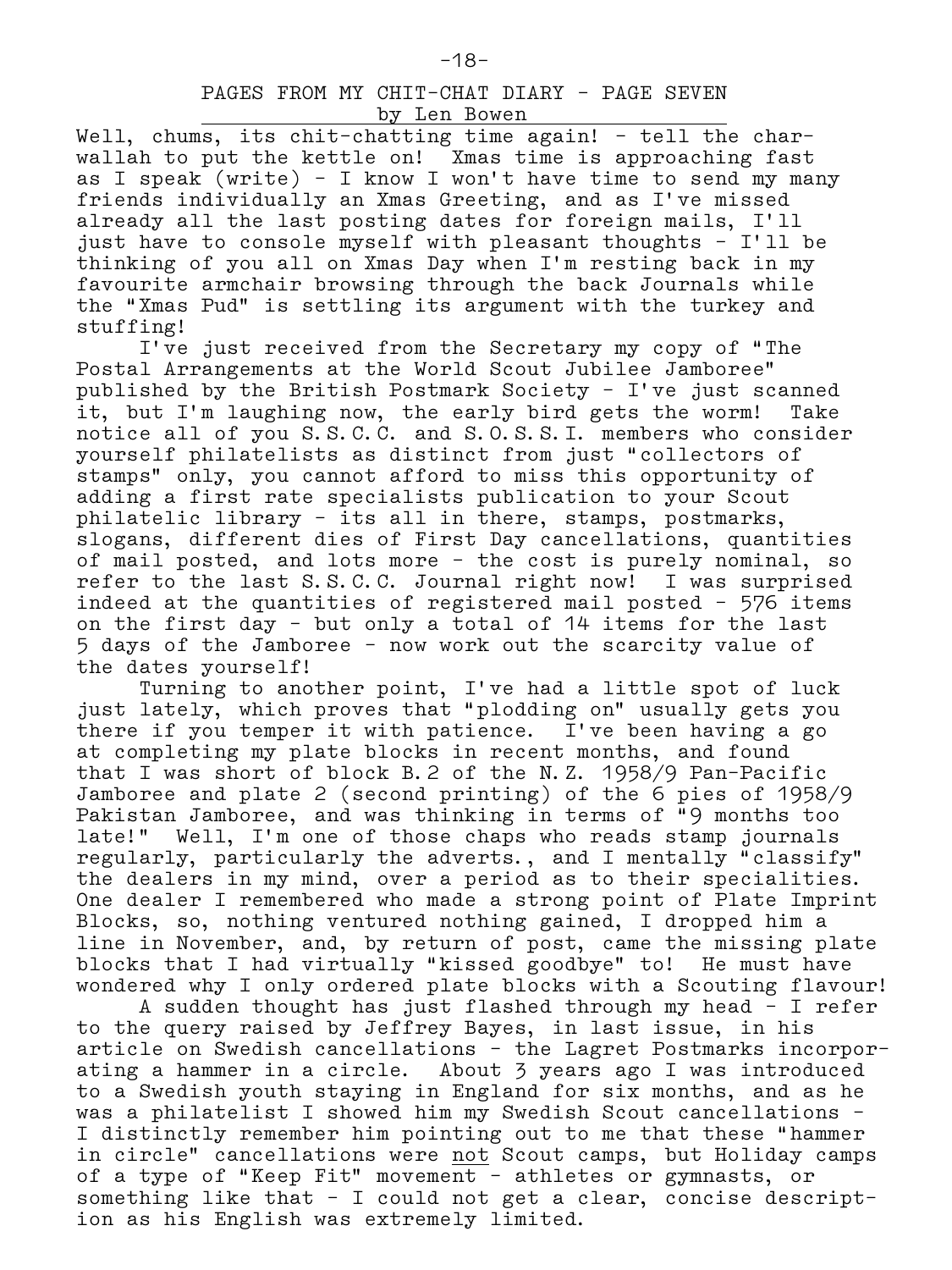## PAGES FROM MY CHIT-CHAT DIARY - PAGE SEVEN

by Len Bowen

Well, chums, its chit-chatting time again! - tell the char-wallah to put the kettle on! Xmas time is approaching fast as I speak (write) - I know I won't have time to send my many friends individually an Xmas Greeting, and as I've missed already all the last posting dates for foreign mails, I'll just have to console myself with pleasant thoughts - I'll be thinking of you all on Xmas Day when I'm resting back in my favourite armchair browsing through the back Journals while the "Xmas Pud" is settling its argument with the turkey and stuffing!

I've just received from the Secretary my copy of "The Postal Arrangements at the World Scout Jubilee Jamboree" published by the British Postmark Society - I've just scanned it, but I'm laughing now, the early bird gets the worm! Take notice all of you S.S.C.C. and S.O.S.S.I. members who consider yourself philatelists as distinct from just "collectors of stamps" only, you cannot afford to miss this opportunity of adding a first rate specialists publication to your Scout philatelic library - its all in there, stamps, postmarks, slogans, different dies of First Day cancellations, quantities of mail posted, and lots more - the cost is purely nominal, so refer to the last S.S.C.C. Journal right now! I was surprised indeed at the quantities of registered mail posted - 576 items on the first day - but only a total of 14 items for the last 5 days of the Jamboree - now work out the scarcity value of the dates yourself!

Turning to another point, I've had a little spot of luck just lately, which proves that "plodding on" usually gets you there if you temper it with patience. I've been having a go at completing my plate blocks in recent months, and found that I was short of block B.2 of the N.Z. 1958/9 Pan-Pacific Jamboree and plate 2 (second printing) of the 6 pies of 1958/9 Pakistan Jamboree, and was thinking in terms of "9 months too late!" Well, I'm one of those chaps who reads stamp journals regularly, particularly the adverts., and I mentally "classify" the dealers in my mind, over a period as to their specialities. One dealer I remembered who made a strong point of Plate Imprint Blocks, so, nothing ventured nothing gained, I dropped him a line in November, and, by return of post, came the missing plate blocks that I had virtually "kissed goodbye" to! He must have wondered why I only ordered plate blocks with a Scouting flavour!

A sudden thought has just flashed through my head - I refer to the query raised by Jeffrey Bayes, in last issue, in his article on Swedish cancellations - the Lagret Postmarks incorporating a hammer in a circle. About 3 years ago I was introduced to a Swedish youth staying in England for six months, and as he was a philatelist I showed him my Swedish Scout cancellations - I distinctly remember him pointing out to me that these "hammer in circle" cancellations were <u>not</u> Scout camps, but Holiday camps of a type of "Keep Fit" movement - athletes or gymnasts, or something like that - I could not get a clear, concise description as his English was extremely limited.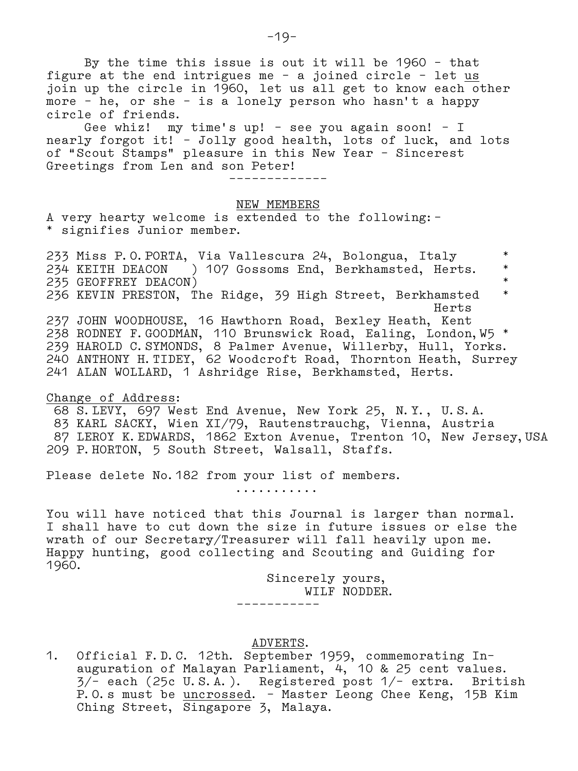By the time this issue is out it will be 1960 - that figure at the end intrigues me - a joined circle - let <u>us</u> join up the circle in 1960, let us all get to know each other more - he, or she - is a lonely person who hasn't a happy circle of friends.

Gee whiz! my time's up! - see you again soon! - I nearly forgot it! - Jolly good health, lots of luck, and lots of "Scout Stamps" pleasure in this New Year - Sincerest Greetings from Len and son Peter!

-------------

## NEW MEMBERS

A very hearty welcome is extended to the following:-
* signifies Junior member.

233 Miss P.O.PORTA, Via Vallescura 24, Bolongua, Italy *
234 KEITH DEACON ) 107 Gossoms End, Berkhamsted, Herts. *
235 GEOFFREY DEACON) *
236 KEVIN PRESTON, The Ridge, 39 High Street, Berkhamsted, Herts *
237 JOHN WOODHOUSE, 16 Hawthorn Road, Bexley Heath, Kent
238 RODNEY F.GOODMAN, 110 Brunswick Road, Ealing, London,W5 *
239 HAROLD C.SYMONDS, 8 Palmer Avenue, Willerby, Hull, Yorks.
240 ANTHONY H.TIDEY, 62 Woodcroft Road, Thornton Heath, Surrey
241 ALAN WOLLARD, 1 Ashridge Rise, Berkhamsted, Herts.

<u>Change of Address</u>:
68 S.LEVY, 697 West End Avenue, New York 25, N.Y., U.S.A.
83 KARL SACKY, Wien XI/79, Rautenstrauchg, Vienna, Austria
87 LEROY K.EDWARDS, 1862 Exton Avenue, Trenton 10, New Jersey,USA
209 P.HORTON, 5 South Street, Walsall, Staffs.

Please delete No.182 from your list of members.

...........

You will have noticed that this Journal is larger than normal. I shall have to cut down the size in future issues or else the wrath of our Secretary/Treasurer will fall heavily upon me. Happy hunting, good collecting and Scouting and Guiding for 1960.

Sincerely yours,
WILF NODDER.

-----------

## ADVERTS.

1. Official F.D.C. 12th. September 1959, commemorating Inauguration of Malayan Parliament, 4, 10 & 25 cent values. 3/- each (25c U.S.A.). Registered post 1/- extra. British P.O.s must be <u>uncrossed</u>. - Master Leong Chee Keng, 15B Kim Ching Street, Singapore 3, Malaya.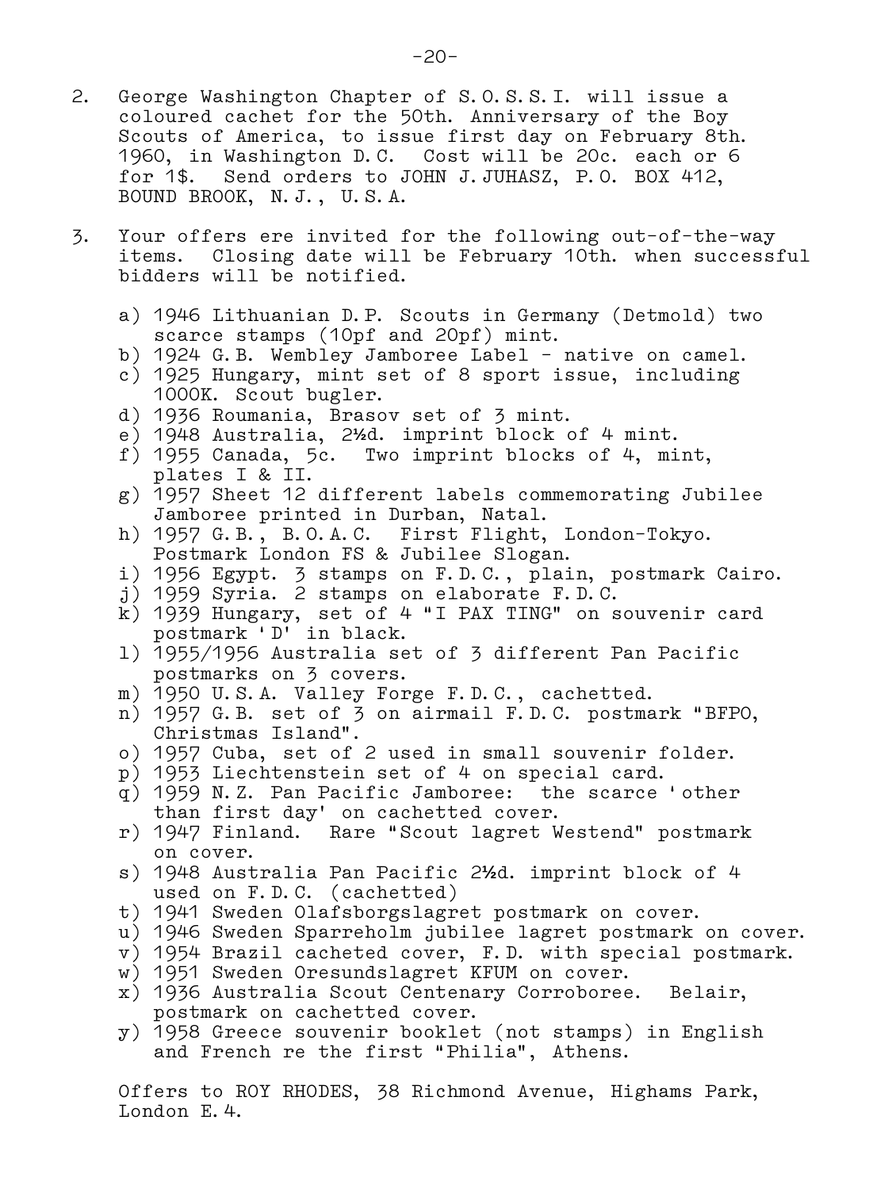2. George Washington Chapter of S.O.S.S.I. will issue a coloured cachet for the 50th. Anniversary of the Boy Scouts of America, to issue first day on February 8th. 1960, in Washington D.C. Cost will be 20c. each or 6 for 1$. Send orders to JOHN J.JUHASZ, P.O. BOX 412, BOUND BROOK, N.J., U.S.A.

3. Your offers ere invited for the following out-of-the-way items. Closing date will be February 10th. when successful bidders will be notified.

   a) 1946 Lithuanian D.P. Scouts in Germany (Detmold) two scarce stamps (10pf and 20pf) mint.
   b) 1924 G.B. Wembley Jamboree Label - native on camel.
   c) 1925 Hungary, mint set of 8 sport issue, including 1000K. Scout bugler.
   d) 1936 Roumania, Brasov set of 3 mint.
   e) 1948 Australia, 2½d. imprint block of 4 mint.
   f) 1955 Canada, 5c. Two imprint blocks of 4, mint, plates I & II.
   g) 1957 Sheet 12 different labels commemorating Jubilee Jamboree printed in Durban, Natal.
   h) 1957 G.B., B.O.A.C. First Flight, London-Tokyo. Postmark London FS & Jubilee Slogan.
   i) 1956 Egypt. 3 stamps on F.D.C., plain, postmark Cairo.
   j) 1959 Syria. 2 stamps on elaborate F.D.C.
   k) 1939 Hungary, set of 4 "I PAX TING" on souvenir card postmark 'D' in black.
   l) 1955/1956 Australia set of 3 different Pan Pacific postmarks on 3 covers.
   m) 1950 U.S.A. Valley Forge F.D.C., cachetted.
   n) 1957 G.B. set of 3 on airmail F.D.C. postmark "BFPO, Christmas Island".
   o) 1957 Cuba, set of 2 used in small souvenir folder.
   p) 1953 Liechtenstein set of 4 on special card.
   q) 1959 N.Z. Pan Pacific Jamboree: the scarce 'other than first day' on cachetted cover.
   r) 1947 Finland. Rare "Scout lagret Westend" postmark on cover.
   s) 1948 Australia Pan Pacific 2½d. imprint block of 4 used on F.D.C. (cachetted)
   t) 1941 Sweden Olafsborgslagret postmark on cover.
   u) 1946 Sweden Sparreholm jubilee lagret postmark on cover.
   v) 1954 Brazil cacheted cover, F.D. with special postmark.
   w) 1951 Sweden Oresundslagret KFUM on cover.
   x) 1936 Australia Scout Centenary Corroboree. Belair, postmark on cachetted cover.
   y) 1958 Greece souvenir booklet (not stamps) in English and French re the first "Philia", Athens.

   Offers to ROY RHODES, 38 Richmond Avenue, Highams Park, London E.4.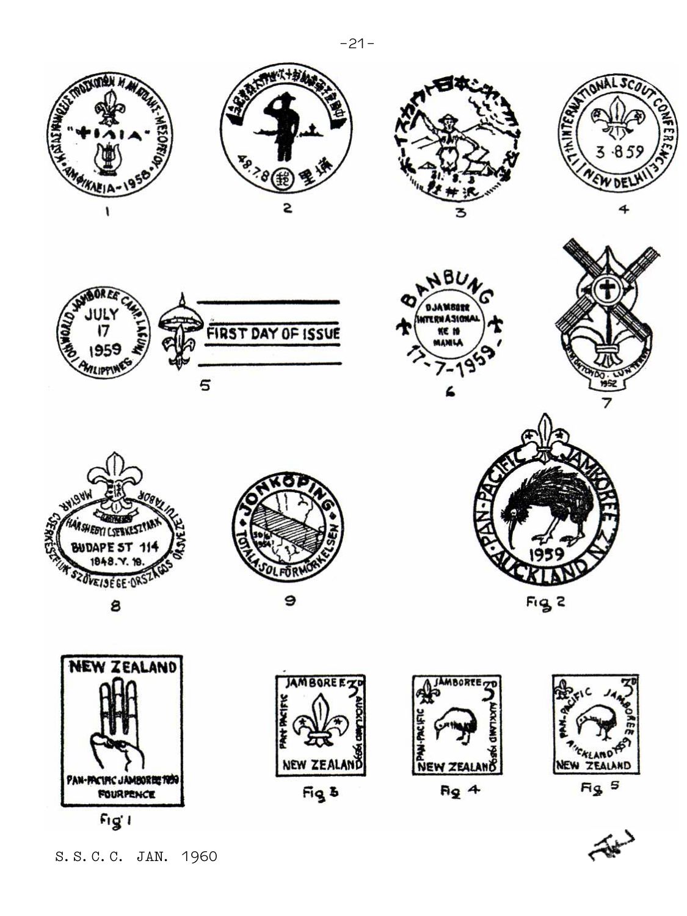1

2

3

4

5

6

7

8

9

Fig 2

Fig 1

Fig 3

Fig 4

Fig 5

S. S. C. C. JAN. 1960